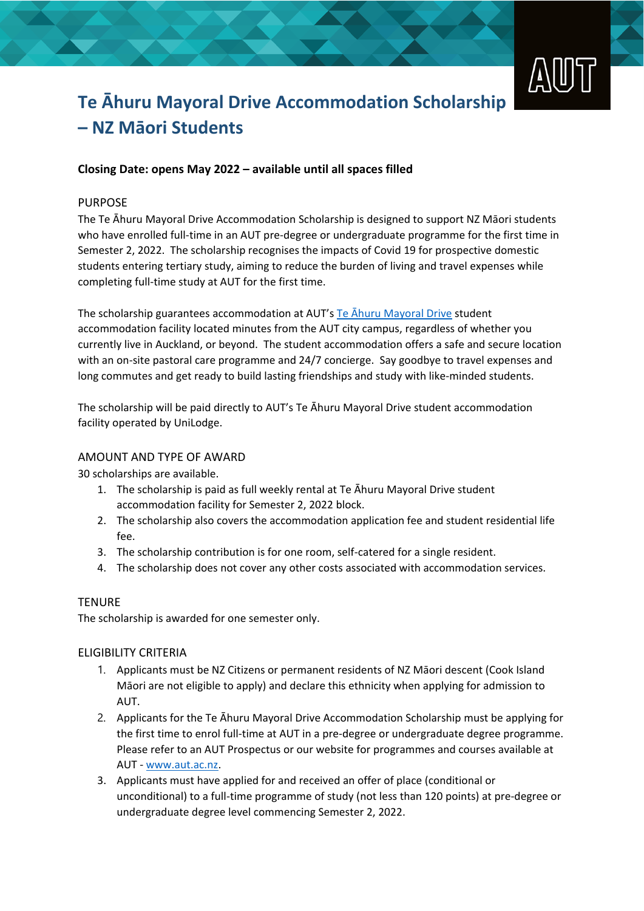# Te Āhuru Mayoral Drive Accommodation Scholarship – NZ Māori Students

**Closing Date: opens May 2022 – available until all spaces filled**

## PURPOSE

The Te Āhuru Mayoral Drive Accommodation Scholarship is designed to support NZ Māori students who have enrolled full-time in an AUT pre-degree or undergraduate programme for the first time in Semester 2, 2022. The scholarship recognises the impacts of Covid 19 for prospective domestic students entering tertiary study, aiming to reduce the burden of living and travel expenses while completing full-time study at AUT for the first time.

The scholarship guarantees accommodation at AUT's Te Āhuru Mayoral Drive student accommodation facility located minutes from the AUT city campus, regardless of whether you currently live in Auckland, or beyond. The student accommodation offers a safe and secure location with an on-site pastoral care programme and 24/7 concierge. Say goodbye to travel expenses and long commutes and get ready to build lasting friendships and study with like-minded students.

The scholarship will be paid directly to AUT's Te Āhuru Mayoral Drive student accommodation facility operated by UniLodge.

## AMOUNT AND TYPE OF AWARD

30 scholarships are available.

1. The scholarship is paid as full weekly rental at Te Āhuru Mayoral Drive student accommodation facility for Semester 2, 2022 block.
2. The scholarship also covers the accommodation application fee and student residential life fee.
3. The scholarship contribution is for one room, self-catered for a single resident.
4. The scholarship does not cover any other costs associated with accommodation services.

## TENURE

The scholarship is awarded for one semester only.

## ELIGIBILITY CRITERIA

1. Applicants must be NZ Citizens or permanent residents of NZ Māori descent (Cook Island Māori are not eligible to apply) and declare this ethnicity when applying for admission to AUT.
2. Applicants for the Te Āhuru Mayoral Drive Accommodation Scholarship must be applying for the first time to enrol full-time at AUT in a pre-degree or undergraduate degree programme. Please refer to an AUT Prospectus or our website for programmes and courses available at AUT - www.aut.ac.nz.
3. Applicants must have applied for and received an offer of place (conditional or unconditional) to a full-time programme of study (not less than 120 points) at pre-degree or undergraduate degree level commencing Semester 2, 2022.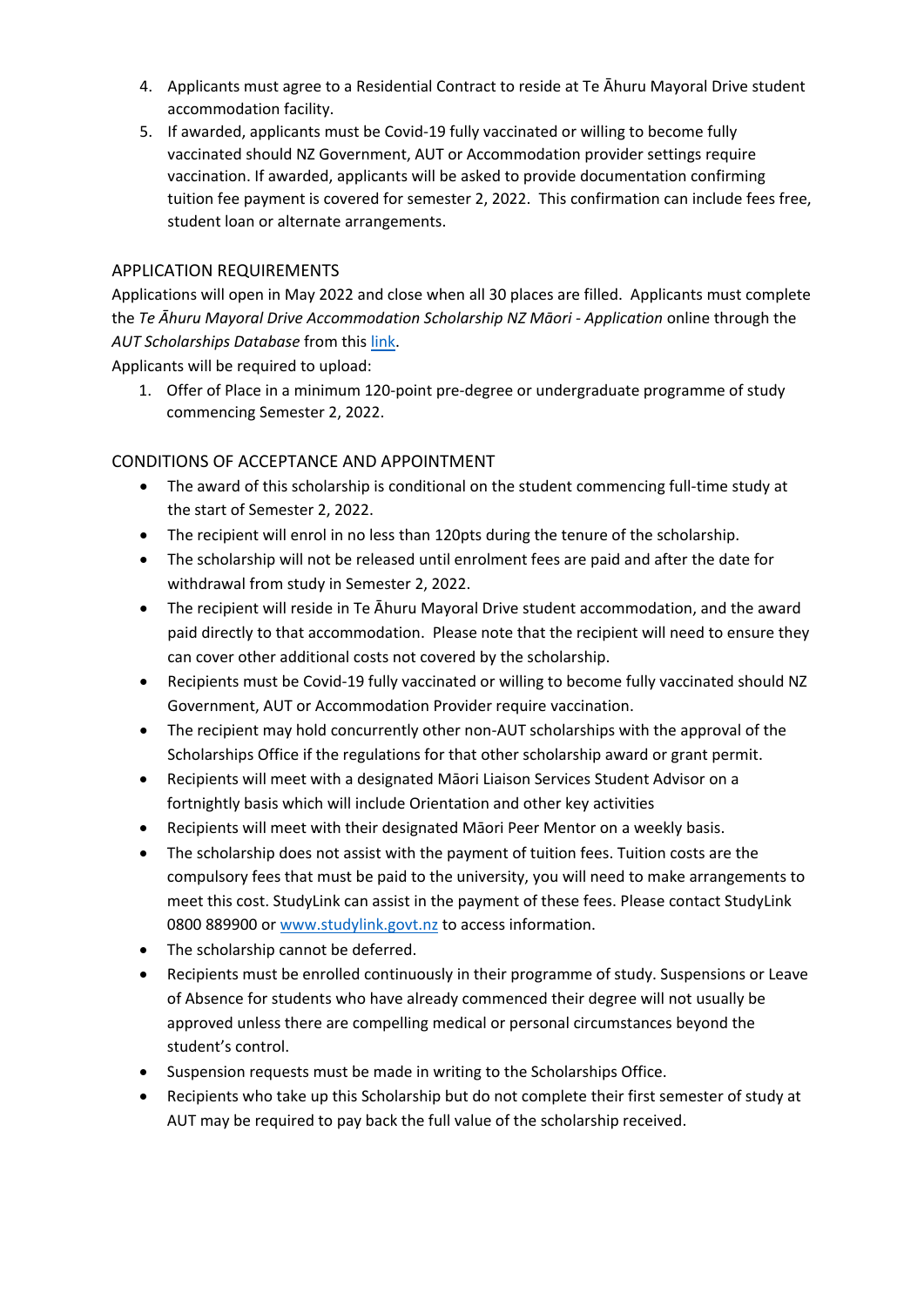4. Applicants must agree to a Residential Contract to reside at Te Āhuru Mayoral Drive student accommodation facility.
5. If awarded, applicants must be Covid-19 fully vaccinated or willing to become fully vaccinated should NZ Government, AUT or Accommodation provider settings require vaccination. If awarded, applicants will be asked to provide documentation confirming tuition fee payment is covered for semester 2, 2022. This confirmation can include fees free, student loan or alternate arrangements.

## APPLICATION REQUIREMENTS

Applications will open in May 2022 and close when all 30 places are filled. Applicants must complete the *Te Āhuru Mayoral Drive Accommodation Scholarship NZ Māori - Application* online through the *AUT Scholarships Database* from this link.

Applicants will be required to upload:

1. Offer of Place in a minimum 120-point pre-degree or undergraduate programme of study commencing Semester 2, 2022.

## CONDITIONS OF ACCEPTANCE AND APPOINTMENT

- The award of this scholarship is conditional on the student commencing full-time study at the start of Semester 2, 2022.
- The recipient will enrol in no less than 120pts during the tenure of the scholarship.
- The scholarship will not be released until enrolment fees are paid and after the date for withdrawal from study in Semester 2, 2022.
- The recipient will reside in Te Āhuru Mayoral Drive student accommodation, and the award paid directly to that accommodation. Please note that the recipient will need to ensure they can cover other additional costs not covered by the scholarship.
- Recipients must be Covid-19 fully vaccinated or willing to become fully vaccinated should NZ Government, AUT or Accommodation Provider require vaccination.
- The recipient may hold concurrently other non-AUT scholarships with the approval of the Scholarships Office if the regulations for that other scholarship award or grant permit.
- Recipients will meet with a designated Māori Liaison Services Student Advisor on a fortnightly basis which will include Orientation and other key activities
- Recipients will meet with their designated Māori Peer Mentor on a weekly basis.
- The scholarship does not assist with the payment of tuition fees. Tuition costs are the compulsory fees that must be paid to the university, you will need to make arrangements to meet this cost. StudyLink can assist in the payment of these fees. Please contact StudyLink 0800 889900 or www.studylink.govt.nz to access information.
- The scholarship cannot be deferred.
- Recipients must be enrolled continuously in their programme of study. Suspensions or Leave of Absence for students who have already commenced their degree will not usually be approved unless there are compelling medical or personal circumstances beyond the student's control.
- Suspension requests must be made in writing to the Scholarships Office.
- Recipients who take up this Scholarship but do not complete their first semester of study at AUT may be required to pay back the full value of the scholarship received.